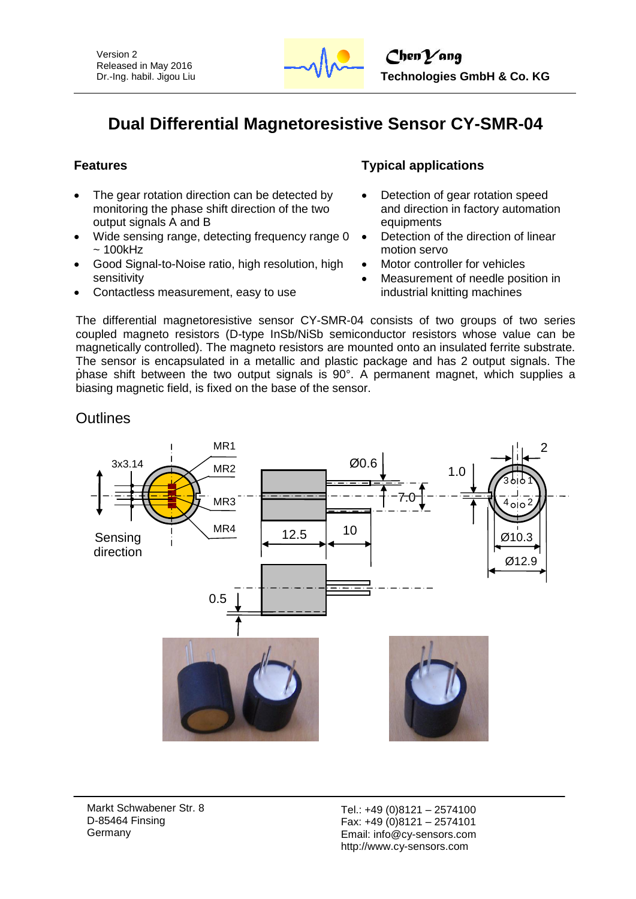Version 2
Released in May 2016
Dr.-Ing. habil. Jigou Liu

ChenYang
Technologies GmbH & Co. KG

# Dual Differential Magnetoresistive Sensor CY-SMR-04

## Features

- The gear rotation direction can be detected by monitoring the phase shift direction of the two output signals A and B
- Wide sensing range, detecting frequency range 0 ~ 100kHz
- Good Signal-to-Noise ratio, high resolution, high sensitivity
- Contactless measurement, easy to use

## Typical applications

- Detection of gear rotation speed and direction in factory automation equipments
- Detection of the direction of linear motion servo
- Motor controller for vehicles
- Measurement of needle position in industrial knitting machines

The differential magnetoresistive sensor CY-SMR-04 consists of two groups of two series coupled magneto resistors (D-type InSb/NiSb semiconductor resistors whose value can be magnetically controlled). The magneto resistors are mounted onto an insulated ferrite substrate. The sensor is encapsulated in a metallic and plastic package and has 2 output signals. The phase shift between the two output signals is 90°. A permanent magnet, which supplies a biasing magnetic field, is fixed on the base of the sensor.

## Outlines

3x3.14, MR1, MR2, MR3, MR4, Sensing direction, Ø0.6, 7.0, 12.5, 10, 0.5, 1.0, 2, 1, 2, 3, 4, Ø10.3, Ø12.9

Markt Schwabener Str. 8
D-85464 Finsing
Germany

Tel.: +49 (0)8121 – 2574100
Fax: +49 (0)8121 – 2574101
Email: info@cy-sensors.com
http://www.cy-sensors.com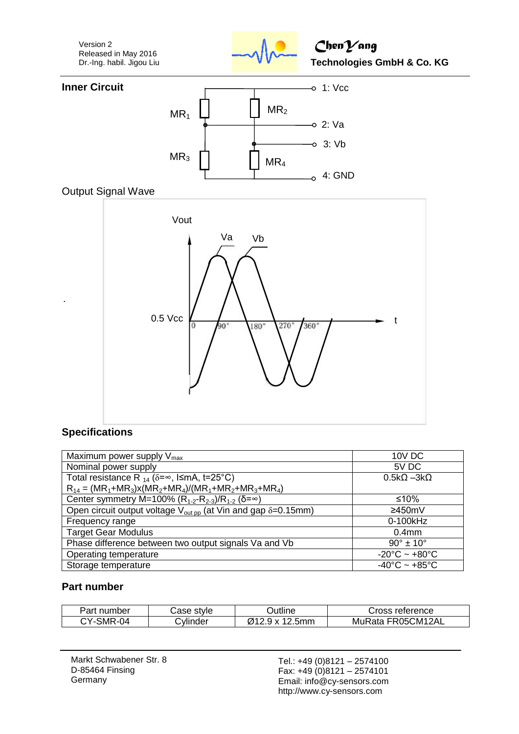Version 2
Released in May 2016
Dr.-Ing. habil. Jigou Liu

ChenYang
**Technologies GmbH & Co. KG**

## Inner Circuit

MR1
MR2
MR3
MR4
1: Vcc
2: Va
3: Vb
4: GND

## Output Signal Wave

Vout
Va
Vb
0.5 Vcc
0
90°
180°
270°
360°
t

## Specifications

| | |
|---|---|
| Maximum power supply $V_{max}$ | 10V DC |
| Nominal power supply | 5V DC |
| Total resistance $R_{14}$ ($\delta=\infty$, I≤mA, t=25°C)<br>$R_{14} = (MR_1+MR_3)x(MR_2+MR_4)/(MR_1+MR_2+MR_3+MR_4)$ | 0.5kΩ –3kΩ |
| Center symmetry M=100% ($R_{1\text{-}2}$-$R_{2\text{-}3}$)/$R_{1\text{-}2}$ ($\delta=\infty$) | ≤10% |
| Open circuit output voltage $V_{out\ pp}$ (at Vin and gap $\delta$=0.15mm) | ≥450mV |
| Frequency range | 0-100kHz |
| Target Gear Modulus | 0.4mm |
| Phase difference between two output signals Va and Vb | 90° ± 10° |
| Operating temperature | -20°C ~ +80°C |
| Storage temperature | -40°C ~ +85°C |

## Part number

| Part number | Case style | Outline | Cross reference |
|---|---|---|---|
| CY-SMR-04 | Cylinder | Ø12.9 x 12.5mm | MuRata FR05CM12AL |

Markt Schwabener Str. 8
D-85464 Finsing
Germany

Tel.: +49 (0)8121 – 2574100
Fax: +49 (0)8121 – 2574101
Email: info@cy-sensors.com
http://www.cy-sensors.com